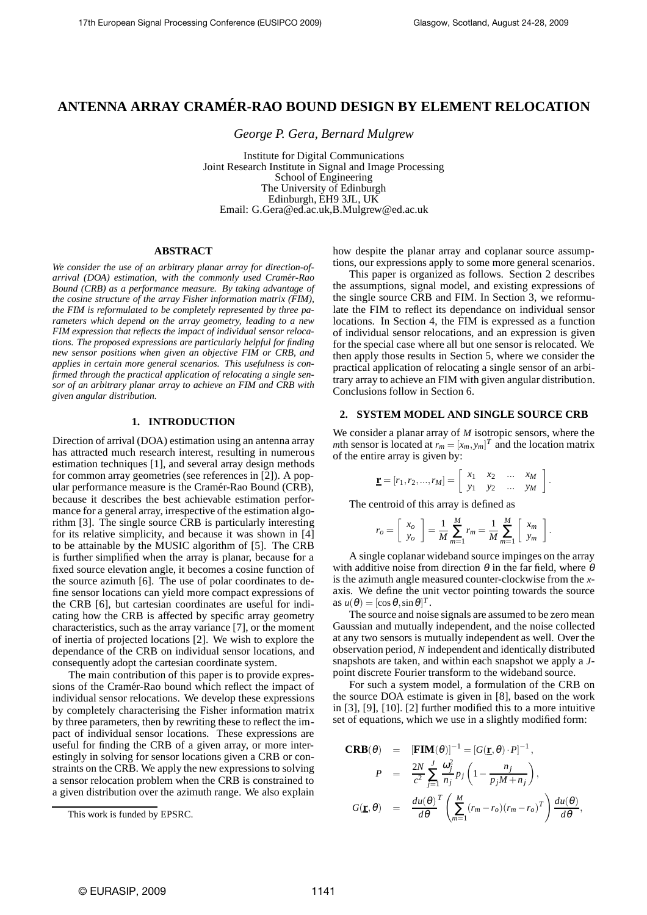# ANTENNA ARRAY CRAMÉR-RAO BOUND DESIGN BY ELEMENT RELOCATION

*George P. Gera, Bernard Mulgrew*

Institute for Digital Communications
Joint Research Institute in Signal and Image Processing
School of Engineering
The University of Edinburgh
Edinburgh, EH9 3JL, UK
Email: G.Gera@ed.ac.uk,B.Mulgrew@ed.ac.uk

## ABSTRACT

*We consider the use of an arbitrary planar array for direction-of-arrival (DOA) estimation, with the commonly used Cramér-Rao Bound (CRB) as a performance measure. By taking advantage of the cosine structure of the array Fisher information matrix (FIM), the FIM is reformulated to be completely represented by three parameters which depend on the array geometry, leading to a new FIM expression that reflects the impact of individual sensor relocations. The proposed expressions are particularly helpful for finding new sensor positions when given an objective FIM or CRB, and applies in certain more general scenarios. This usefulness is confirmed through the practical application of relocating a single sensor of an arbitrary planar array to achieve an FIM and CRB with given angular distribution.*

## 1. INTRODUCTION

Direction of arrival (DOA) estimation using an antenna array has attracted much research interest, resulting in numerous estimation techniques [1], and several array design methods for common array geometries (see references in [2]). A popular performance measure is the Cramér-Rao Bound (CRB), because it describes the best achievable estimation performance for a general array, irrespective of the estimation algorithm [3]. The single source CRB is particularly interesting for its relative simplicity, and because it was shown in [4] to be attainable by the MUSIC algorithm of [5]. The CRB is further simplified when the array is planar, because for a fixed source elevation angle, it becomes a cosine function of the source azimuth [6]. The use of polar coordinates to define sensor locations can yield more compact expressions of the CRB [6], but cartesian coordinates are useful for indicating how the CRB is affected by specific array geometry characteristics, such as the array variance [7], or the moment of inertia of projected locations [2]. We wish to explore the dependance of the CRB on individual sensor locations, and consequently adopt the cartesian coordinate system.

The main contribution of this paper is to provide expressions of the Cramér-Rao bound which reflect the impact of individual sensor relocations. We develop these expressions by completely characterising the Fisher information matrix by three parameters, then by rewriting these to reflect the impact of individual sensor locations. These expressions are useful for finding the CRB of a given array, or more interestingly in solving for sensor locations given a CRB or constraints on the CRB. We apply the new expressions to solving a sensor relocation problem when the CRB is constrained to a given distribution over the azimuth range. We also explain how despite the planar array and coplanar source assumptions, our expressions apply to some more general scenarios.

This paper is organized as follows. Section 2 describes the assumptions, signal model, and existing expressions of the single source CRB and FIM. In Section 3, we reformulate the FIM to reflect its dependance on individual sensor locations. In Section 4, the FIM is expressed as a function of individual sensor relocations, and an expression is given for the special case where all but one sensor is relocated. We then apply those results in Section 5, where we consider the practical application of relocating a single sensor of an arbitrary array to achieve an FIM with given angular distribution. Conclusions follow in Section 6.

## 2. SYSTEM MODEL AND SINGLE SOURCE CRB

We consider a planar array of $M$ isotropic sensors, where the $m$th sensor is located at $r_m = [x_m, y_m]^T$ and the location matrix of the entire array is given by:

$$\underline{\mathbf{r}} = [r_1, r_2, ..., r_M] = \begin{bmatrix} x_1 & x_2 & \dots & x_M \\ y_1 & y_2 & \dots & y_M \end{bmatrix}.$$

The centroid of this array is defined as

$$r_o = \begin{bmatrix} x_o \\ y_o \end{bmatrix} = \frac{1}{M}\sum_{m=1}^{M} r_m = \frac{1}{M}\sum_{m=1}^{M}\begin{bmatrix} x_m \\ y_m \end{bmatrix}.$$

A single coplanar wideband source impinges on the array with additive noise from direction $\theta$ in the far field, where $\theta$ is the azimuth angle measured counter-clockwise from the $x$-axis. We define the unit vector pointing towards the source as $u(\theta) = [\cos\theta, \sin\theta]^T$.

The source and noise signals are assumed to be zero mean Gaussian and mutually independent, and the noise collected at any two sensors is mutually independent as well. Over the observation period, $N$ independent and identically distributed snapshots are taken, and within each snapshot we apply a $J$-point discrete Fourier transform to the wideband source.

For such a system model, a formulation of the CRB on the source DOA estimate is given in [8], based on the work in [3], [9], [10]. [2] further modified this to a more intuitive set of equations, which we use in a slightly modified form:

$$\begin{aligned}
\mathbf{CRB}(\theta) &= [\mathbf{FIM}(\theta)]^{-1} = [G(\underline{\mathbf{r}}, \theta)\cdot P]^{-1}, \\
P &= \frac{2N}{c^2}\sum_{j=1}^{J}\frac{\omega_j^2}{n_j}p_j\left(1 - \frac{n_j}{p_j M + n_j}\right), \\
G(\underline{\mathbf{r}}, \theta) &= \frac{du(\theta)}{d\theta}^T\left(\sum_{m=1}^{M}(r_m - r_o)(r_m - r_o)^T\right)\frac{du(\theta)}{d\theta},
\end{aligned}$$

This work is funded by EPSRC.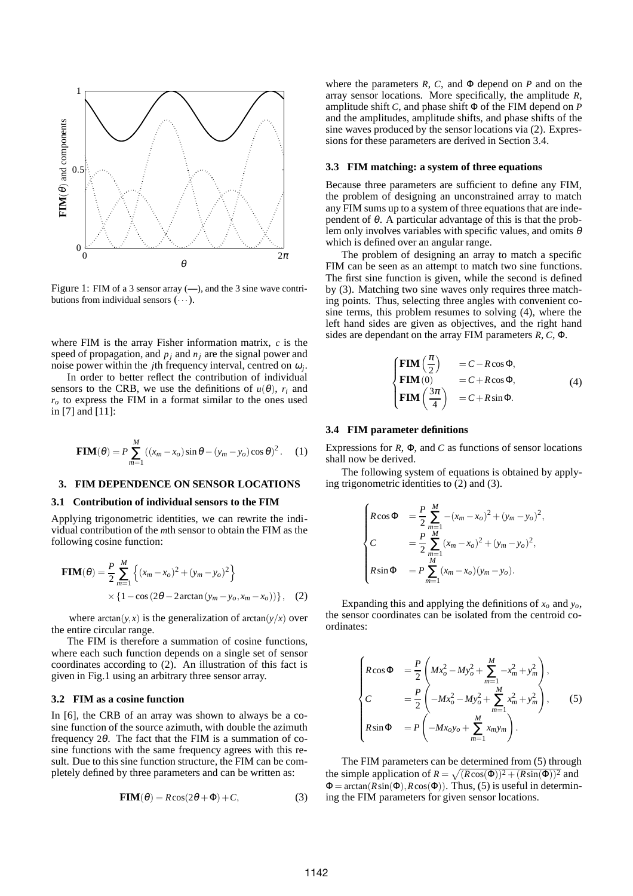Figure 1: FIM of a 3 sensor array (—), and the 3 sine wave contributions from individual sensors (···).

where FIM is the array Fisher information matrix, $c$ is the speed of propagation, and $p_j$ and $n_j$ are the signal power and noise power within the $j$th frequency interval, centred on $\omega_j$.

In order to better reflect the contribution of individual sensors to the CRB, we use the definitions of $u(\theta)$, $r_i$ and $r_o$ to express the FIM in a format similar to the ones used in [7] and [11]:

$$\mathbf{FIM}(\theta) = P\sum_{m=1}^{M}\left((x_m - x_o)\sin\theta - (y_m - y_o)\cos\theta\right)^2. \quad (1)$$

## 3. FIM DEPENDENCE ON SENSOR LOCATIONS

### 3.1 Contribution of individual sensors to the FIM

Applying trigonometric identities, we can rewrite the individual contribution of the $m$th sensor to obtain the FIM as the following cosine function:

$$\mathbf{FIM}(\theta) = \frac{P}{2}\sum_{m=1}^{M}\left\{(x_m - x_o)^2 + (y_m - y_o)^2\right\} \times \left\{1 - \cos\left(2\theta - 2\arctan\left(y_m - y_o, x_m - x_o\right)\right)\right\}, \quad (2)$$

where $\arctan(y,x)$ is the generalization of $\arctan(y/x)$ over the entire circular range.

The FIM is therefore a summation of cosine functions, where each such function depends on a single set of sensor coordinates according to (2). An illustration of this fact is given in Fig.1 using an arbitrary three sensor array.

### 3.2 FIM as a cosine function

In [6], the CRB of an array was shown to always be a cosine function of the source azimuth, with double the azimuth frequency $2\theta$. The fact that the FIM is a summation of cosine functions with the same frequency agrees with this result. Due to this sine function structure, the FIM can be completely defined by three parameters and can be written as:

$$\mathbf{FIM}(\theta) = R\cos(2\theta + \Phi) + C, \quad (3)$$

where the parameters $R$, $C$, and $\Phi$ depend on $P$ and on the array sensor locations. More specifically, the amplitude $R$, amplitude shift $C$, and phase shift $\Phi$ of the FIM depend on $P$ and the amplitudes, amplitude shifts, and phase shifts of the sine waves produced by the sensor locations via (2). Expressions for these parameters are derived in Section 3.4.

### 3.3 FIM matching: a system of three equations

Because three parameters are sufficient to define any FIM, the problem of designing an unconstrained array to match any FIM sums up to a system of three equations that are independent of $\theta$. A particular advantage of this is that the problem only involves variables with specific values, and omits $\theta$ which is defined over an angular range.

The problem of designing an array to match a specific FIM can be seen as an attempt to match two sine functions. The first sine function is given, while the second is defined by (3). Matching two sine waves only requires three matching points. Thus, selecting three angles with convenient cosine terms, this problem resumes to solving (4), where the left hand sides are given as objectives, and the right hand sides are dependant on the array FIM parameters $R$, $C$, $\Phi$.

$$\begin{cases} \mathbf{FIM}\left(\frac{\pi}{2}\right) & = C - R\cos\Phi, \\ \mathbf{FIM}(0) & = C + R\cos\Phi, \\ \mathbf{FIM}\left(\frac{3\pi}{4}\right) & = C + R\sin\Phi. \end{cases} \quad (4)$$

### 3.4 FIM parameter definitions

Expressions for $R$, $\Phi$, and $C$ as functions of sensor locations shall now be derived.

The following system of equations is obtained by applying trigonometric identities to (2) and (3).

$$\begin{cases} R\cos\Phi & = \frac{P}{2}\sum_{m=1}^{M} -(x_m - x_o)^2 + (y_m - y_o)^2, \\ C & = \frac{P}{2}\sum_{m=1}^{M} (x_m - x_o)^2 + (y_m - y_o)^2, \\ R\sin\Phi & = P\sum_{m=1}^{M} (x_m - x_o)(y_m - y_o). \end{cases}$$

Expanding this and applying the definitions of $x_o$ and $y_o$, the sensor coordinates can be isolated from the centroid coordinates:

$$\begin{cases} R\cos\Phi & = \frac{P}{2}\left(Mx_o^2 - My_o^2 + \sum_{m=1}^{M} -x_m^2 + y_m^2\right), \\ C & = \frac{P}{2}\left(-Mx_o^2 - My_o^2 + \sum_{m=1}^{M} x_m^2 + y_m^2\right), \\ R\sin\Phi & = P\left(-Mx_oy_o + \sum_{m=1}^{M} x_my_m\right). \end{cases} \quad (5)$$

The FIM parameters can be determined from (5) through the simple application of $R = \sqrt{(R\cos(\Phi))^2 + (R\sin(\Phi))^2}$ and $\Phi = \arctan(R\sin(\Phi), R\cos(\Phi))$. Thus, (5) is useful in determining the FIM parameters for given sensor locations.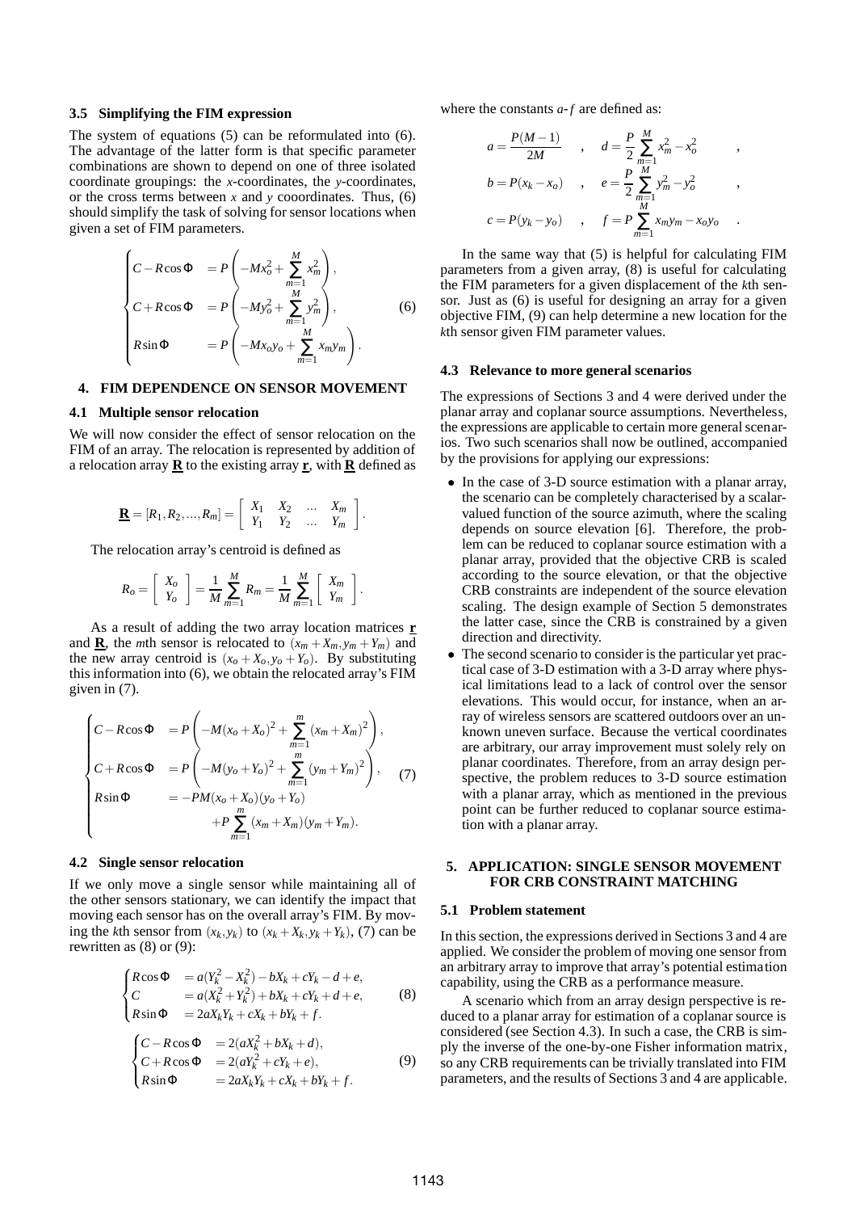### 3.5 Simplifying the FIM expression

The system of equations (5) can be reformulated into (6). The advantage of the latter form is that specific parameter combinations are shown to depend on one of three isolated coordinate groupings: the $x$-coordinates, the $y$-coordinates, or the cross terms between $x$ and $y$ cooordinates. Thus, (6) should simplify the task of solving for sensor locations when given a set of FIM parameters.

$$
\begin{cases}
C - R\cos\Phi &= P\left(-Mx_o^2 + \sum_{m=1}^{M} x_m^2\right), \\
C + R\cos\Phi &= P\left(-My_o^2 + \sum_{m=1}^{M} y_m^2\right), \\
R\sin\Phi &= P\left(-Mx_o y_o + \sum_{m=1}^{M} x_m y_m\right).
\end{cases}
\tag{6}
$$

## 4. FIM DEPENDENCE ON SENSOR MOVEMENT

### 4.1 Multiple sensor relocation

We will now consider the effect of sensor relocation on the FIM of an array. The relocation is represented by addition of a relocation array $\underline{\mathbf{R}}$ to the existing array $\underline{\mathbf{r}}$, with $\underline{\mathbf{R}}$ defined as

$$
\underline{\mathbf{R}} = [R_1, R_2, ..., R_m] = \begin{bmatrix} X_1 & X_2 & ... & X_m \\ Y_1 & Y_2 & ... & Y_m \end{bmatrix}.
$$

The relocation array's centroid is defined as

$$
R_o = \begin{bmatrix} X_o \\ Y_o \end{bmatrix} = \frac{1}{M}\sum_{m=1}^{M} R_m = \frac{1}{M}\sum_{m=1}^{M} \begin{bmatrix} X_m \\ Y_m \end{bmatrix}.
$$

As a result of adding the two array location matrices $\underline{\mathbf{r}}$ and $\underline{\mathbf{R}}$, the $m$th sensor is relocated to $(x_m + X_m, y_m + Y_m)$ and the new array centroid is $(x_o + X_o, y_o + Y_o)$. By substituting this information into (6), we obtain the relocated array's FIM given in (7).

$$
\begin{cases}
C - R\cos\Phi &= P\left(-M(x_o + X_o)^2 + \sum_{m=1}^{m} (x_m + X_m)^2\right), \\
C + R\cos\Phi &= P\left(-M(y_o + Y_o)^2 + \sum_{m=1}^{m} (y_m + Y_m)^2\right), \\
R\sin\Phi &= -PM(x_o + X_o)(y_o + Y_o) \\
&\quad + P\sum_{m=1}^{m} (x_m + X_m)(y_m + Y_m).
\end{cases}
\tag{7}
$$

### 4.2 Single sensor relocation

If we only move a single sensor while maintaining all of the other sensors stationary, we can identify the impact that moving each sensor has on the overall array's FIM. By moving the $k$th sensor from $(x_k, y_k)$ to $(x_k + X_k, y_k + Y_k)$, (7) can be rewritten as (8) or (9):

$$
\begin{cases}
R\cos\Phi &= a(Y_k^2 - X_k^2) - bX_k + cY_k - d + e, \\
C &= a(X_k^2 + Y_k^2) + bX_k + cY_k + d + e, \\
R\sin\Phi &= 2aX_kY_k + cX_k + bY_k + f.
\end{cases}
\tag{8}
$$

$$
\begin{cases}
C - R\cos\Phi &= 2(aX_k^2 + bX_k + d), \\
C + R\cos\Phi &= 2(aY_k^2 + cY_k + e), \\
R\sin\Phi &= 2aX_kY_k + cX_k + bY_k + f.
\end{cases}
\tag{9}
$$

where the constants $a$-$f$ are defined as:

$$
\begin{aligned}
a &= \frac{P(M-1)}{2M} \quad , \quad d = \frac{P}{2}\sum_{m=1}^{M} x_m^2 - x_o^2 \quad , \\
b &= P(x_k - x_o) \quad , \quad e = \frac{P}{2}\sum_{m=1}^{M} y_m^2 - y_o^2 \quad , \\
c &= P(y_k - y_o) \quad , \quad f = P\sum_{m=1}^{M} x_m y_m - x_o y_o \quad .
\end{aligned}
$$

In the same way that (5) is helpful for calculating FIM parameters from a given array, (8) is useful for calculating the FIM parameters for a given displacement of the $k$th sensor. Just as (6) is useful for designing an array for a given objective FIM, (9) can help determine a new location for the $k$th sensor given FIM parameter values.

### 4.3 Relevance to more general scenarios

The expressions of Sections 3 and 4 were derived under the planar array and coplanar source assumptions. Nevertheless, the expressions are applicable to certain more general scenarios. Two such scenarios shall now be outlined, accompanied by the provisions for applying our expressions:

- In the case of 3-D source estimation with a planar array, the scenario can be completely characterised by a scalar-valued function of the source azimuth, where the scaling depends on source elevation [6]. Therefore, the problem can be reduced to coplanar source estimation with a planar array, provided that the objective CRB is scaled according to the source elevation, or that the objective CRB constraints are independent of the source elevation scaling. The design example of Section 5 demonstrates the latter case, since the CRB is constrained by a given direction and directivity.
- The second scenario to consider is the particular yet practical case of 3-D estimation with a 3-D array where physical limitations lead to a lack of control over the sensor elevations. This would occur, for instance, when an array of wireless sensors are scattered outdoors over an unknown uneven surface. Because the vertical coordinates are arbitrary, our array improvement must solely rely on planar coordinates. Therefore, from an array design perspective, the problem reduces to 3-D source estimation with a planar array, which as mentioned in the previous point can be further reduced to coplanar source estimation with a planar array.

## 5. APPLICATION: SINGLE SENSOR MOVEMENT FOR CRB CONSTRAINT MATCHING

### 5.1 Problem statement

In this section, the expressions derived in Sections 3 and 4 are applied. We consider the problem of moving one sensor from an arbitrary array to improve that array's potential estimation capability, using the CRB as a performance measure.

A scenario which from an array design perspective is reduced to a planar array for estimation of a coplanar source is considered (see Section 4.3). In such a case, the CRB is simply the inverse of the one-by-one Fisher information matrix, so any CRB requirements can be trivially translated into FIM parameters, and the results of Sections 3 and 4 are applicable.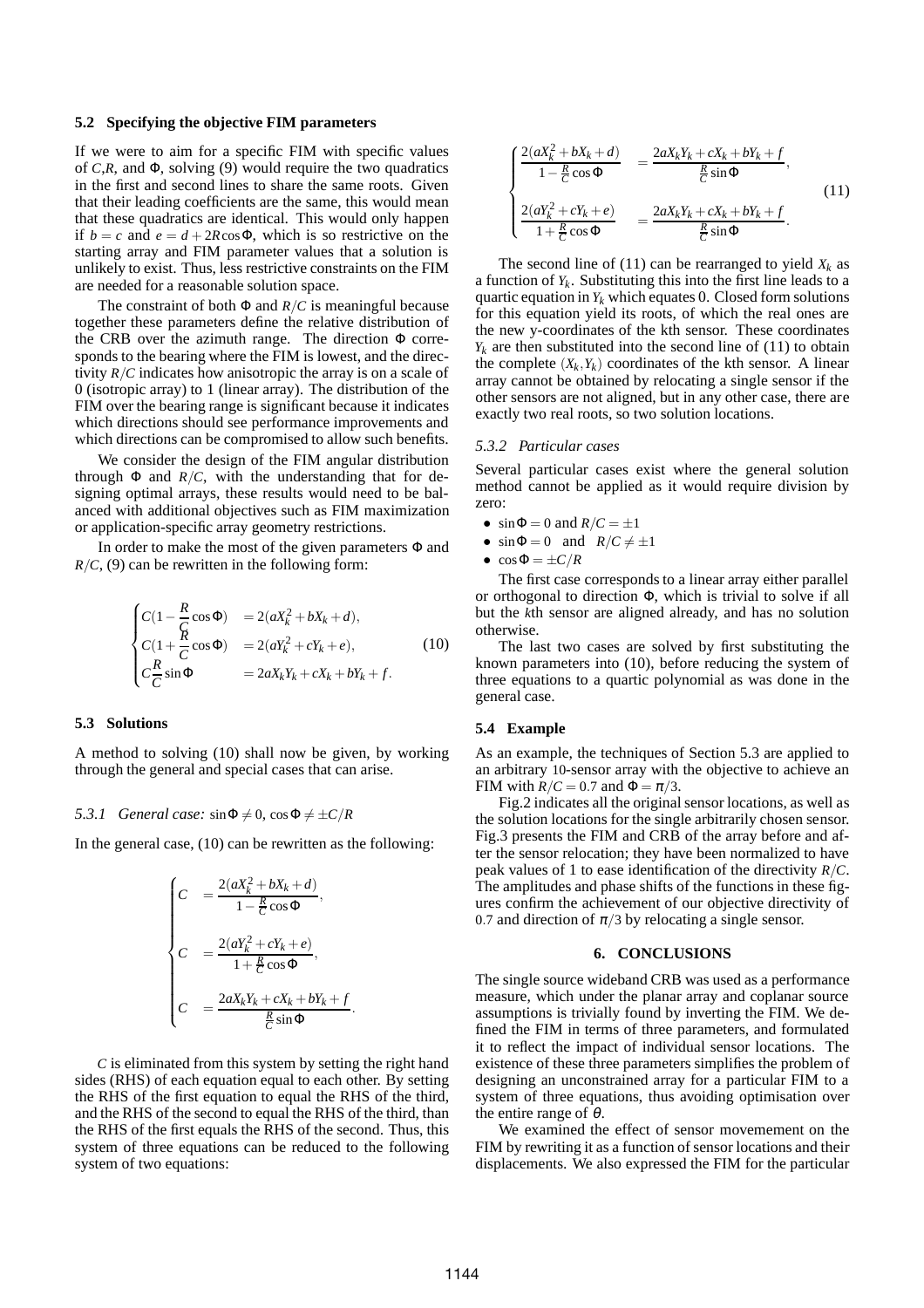### 5.2 Specifying the objective FIM parameters

If we were to aim for a specific FIM with specific values of $C$,$R$, and $\Phi$, solving (9) would require the two quadratics in the first and second lines to share the same roots. Given that their leading coefficients are the same, this would mean that these quadratics are identical. This would only happen if $b = c$ and $e = d + 2R\cos\Phi$, which is so restrictive on the starting array and FIM parameter values that a solution is unlikely to exist. Thus, less restrictive constraints on the FIM are needed for a reasonable solution space.

The constraint of both $\Phi$ and $R/C$ is meaningful because together these parameters define the relative distribution of the CRB over the azimuth range. The direction $\Phi$ corresponds to the bearing where the FIM is lowest, and the directivity $R/C$ indicates how anisotropic the array is on a scale of 0 (isotropic array) to 1 (linear array). The distribution of the FIM over the bearing range is significant because it indicates which directions should see performance improvements and which directions can be compromised to allow such benefits.

We consider the design of the FIM angular distribution through $\Phi$ and $R/C$, with the understanding that for designing optimal arrays, these results would need to be balanced with additional objectives such as FIM maximization or application-specific array geometry restrictions.

In order to make the most of the given parameters $\Phi$ and $R/C$, (9) can be rewritten in the following form:

$$
\begin{cases}
C(1-\frac{R}{C}\cos\Phi) & = 2(aX_k^2 + bX_k + d), \\
C(1+\frac{R}{C}\cos\Phi) & = 2(aY_k^2 + cY_k + e), \\
C\frac{R}{C}\sin\Phi & = 2aX_kY_k + cX_k + bY_k + f.
\end{cases}
\tag{10}
$$

### 5.3 Solutions

A method to solving (10) shall now be given, by working through the general and special cases that can arise.

#### 5.3.1 *General case:* $\sin\Phi \neq 0$, $\cos\Phi \neq \pm C/R$

In the general case, (10) can be rewritten as the following:

$$
\begin{cases}
C & = \dfrac{2(aX_k^2 + bX_k + d)}{1 - \frac{R}{C}\cos\Phi}, \\[2ex]
C & = \dfrac{2(aY_k^2 + cY_k + e)}{1 + \frac{R}{C}\cos\Phi}, \\[2ex]
C & = \dfrac{2aX_kY_k + cX_k + bY_k + f}{\frac{R}{C}\sin\Phi}.
\end{cases}
$$

$C$ is eliminated from this system by setting the right hand sides (RHS) of each equation equal to each other. By setting the RHS of the first equation to equal the RHS of the third, and the RHS of the second to equal the RHS of the third, than the RHS of the first equals the RHS of the second. Thus, this system of three equations can be reduced to the following system of two equations:

$$
\begin{cases}
\dfrac{2(aX_k^2 + bX_k + d)}{1 - \frac{R}{C}\cos\Phi} & = \dfrac{2aX_kY_k + cX_k + bY_k + f}{\frac{R}{C}\sin\Phi}, \\[2ex]
\dfrac{2(aY_k^2 + cY_k + e)}{1 + \frac{R}{C}\cos\Phi} & = \dfrac{2aX_kY_k + cX_k + bY_k + f}{\frac{R}{C}\sin\Phi}.
\end{cases}
\tag{11}
$$

The second line of (11) can be rearranged to yield $X_k$ as a function of $Y_k$. Substituting this into the first line leads to a quartic equation in $Y_k$ which equates 0. Closed form solutions for this equation yield its roots, of which the real ones are the new y-coordinates of the kth sensor. These coordinates $Y_k$ are then substituted into the second line of (11) to obtain the complete $(X_k, Y_k)$ coordinates of the kth sensor. A linear array cannot be obtained by relocating a single sensor if the other sensors are not aligned, but in any other case, there are exactly two real roots, so two solution locations.

#### 5.3.2 *Particular cases*

Several particular cases exist where the general solution method cannot be applied as it would require division by zero:

- $\sin\Phi = 0$ and $R/C = \pm 1$
- $\sin\Phi = 0$ and $R/C \neq \pm 1$
- $\cos\Phi = \pm C/R$

The first case corresponds to a linear array either parallel or orthogonal to direction $\Phi$, which is trivial to solve if all but the $k$th sensor are aligned already, and has no solution otherwise.

The last two cases are solved by first substituting the known parameters into (10), before reducing the system of three equations to a quartic polynomial as was done in the general case.

### 5.4 Example

As an example, the techniques of Section 5.3 are applied to an arbitrary 10-sensor array with the objective to achieve an FIM with $R/C = 0.7$ and $\Phi = \pi/3$.

Fig.2 indicates all the original sensor locations, as well as the solution locations for the single arbitrarily chosen sensor. Fig.3 presents the FIM and CRB of the array before and after the sensor relocation; they have been normalized to have peak values of 1 to ease identification of the directivity $R/C$. The amplitudes and phase shifts of the functions in these figures confirm the achievement of our objective directivity of 0.7 and direction of $\pi/3$ by relocating a single sensor.

## 6. CONCLUSIONS

The single source wideband CRB was used as a performance measure, which under the planar array and coplanar source assumptions is trivially found by inverting the FIM. We defined the FIM in terms of three parameters, and formulated it to reflect the impact of individual sensor locations. The existence of these three parameters simplifies the problem of designing an unconstrained array for a particular FIM to a system of three equations, thus avoiding optimisation over the entire range of $\theta$.

We examined the effect of sensor movemement on the FIM by rewriting it as a function of sensor locations and their displacements. We also expressed the FIM for the particular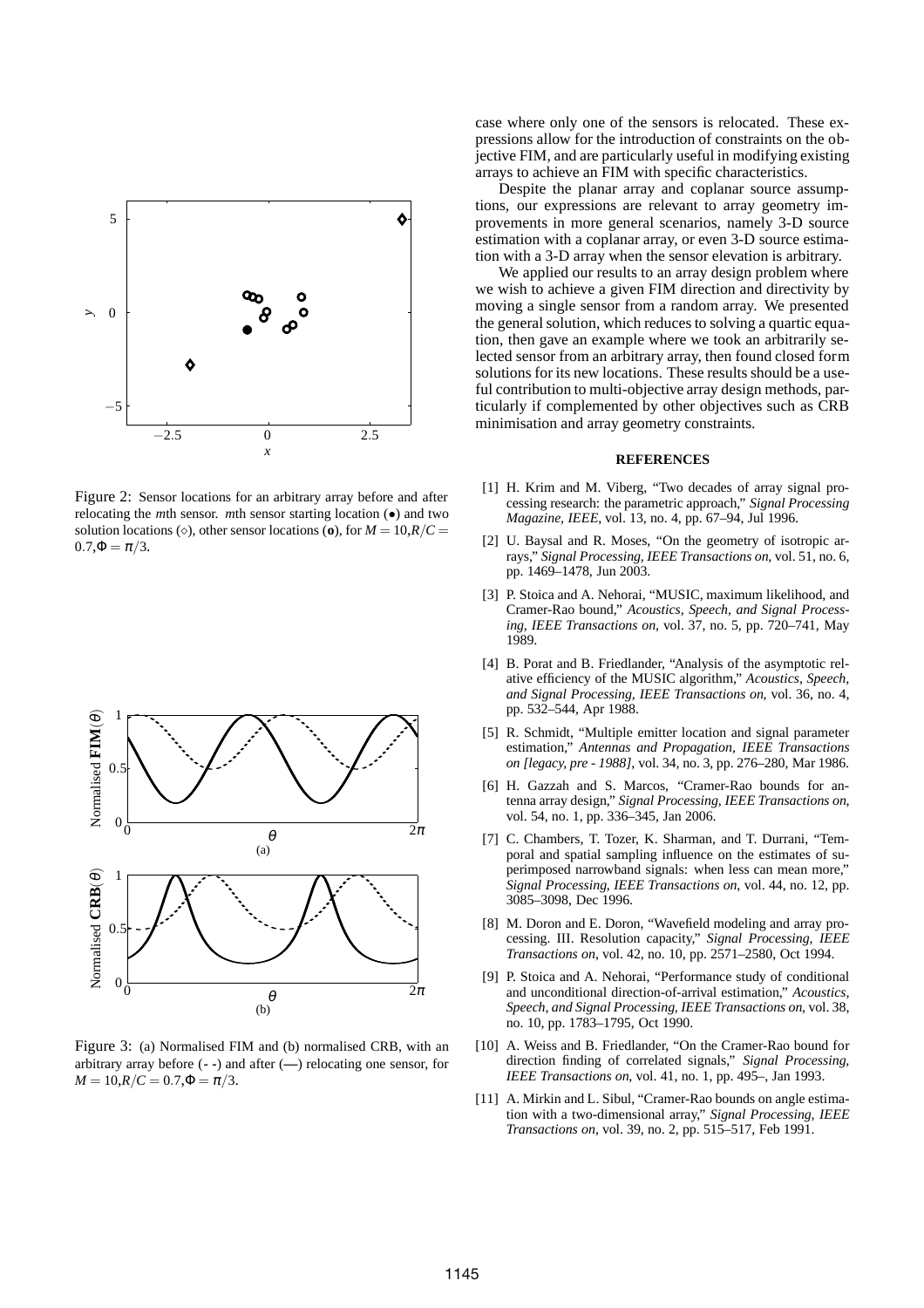5

0

−5

y

−2.5 0 2.5

x

Figure 2: Sensor locations for an arbitrary array before and after relocating the $m$th sensor. $m$th sensor starting location (•) and two solution locations (⋄), other sensor locations (o), for $M = 10, R/C = 0.7, \Phi = \pi/3$.

1

0.5

0

Normalised **FIM**($\theta$)

0 $\theta$ $2\pi$

(a)

1

0.5

0

Normalised **CRB**($\theta$)

0 $\theta$ $2\pi$

(b)

Figure 3: (a) Normalised FIM and (b) normalised CRB, with an arbitrary array before (- -) and after (—) relocating one sensor, for $M = 10, R/C = 0.7, \Phi = \pi/3$.

case where only one of the sensors is relocated. These expressions allow for the introduction of constraints on the objective FIM, and are particularly useful in modifying existing arrays to achieve an FIM with specific characteristics.

Despite the planar array and coplanar source assumptions, our expressions are relevant to array geometry improvements in more general scenarios, namely 3-D source estimation with a coplanar array, or even 3-D source estimation with a 3-D array when the sensor elevation is arbitrary.

We applied our results to an array design problem where we wish to achieve a given FIM direction and directivity by moving a single sensor from a random array. We presented the general solution, which reduces to solving a quartic equation, then gave an example where we took an arbitrarily selected sensor from an arbitrary array, then found closed form solutions for its new locations. These results should be a useful contribution to multi-objective array design methods, particularly if complemented by other objectives such as CRB minimisation and array geometry constraints.

## REFERENCES

[1] H. Krim and M. Viberg, "Two decades of array signal processing research: the parametric approach," *Signal Processing Magazine, IEEE*, vol. 13, no. 4, pp. 67–94, Jul 1996.

[2] U. Baysal and R. Moses, "On the geometry of isotropic arrays," *Signal Processing, IEEE Transactions on*, vol. 51, no. 6, pp. 1469–1478, Jun 2003.

[3] P. Stoica and A. Nehorai, "MUSIC, maximum likelihood, and Cramer-Rao bound," *Acoustics, Speech, and Signal Processing, IEEE Transactions on*, vol. 37, no. 5, pp. 720–741, May 1989.

[4] B. Porat and B. Friedlander, "Analysis of the asymptotic relative efficiency of the MUSIC algorithm," *Acoustics, Speech, and Signal Processing, IEEE Transactions on*, vol. 36, no. 4, pp. 532–544, Apr 1988.

[5] R. Schmidt, "Multiple emitter location and signal parameter estimation," *Antennas and Propagation, IEEE Transactions on [legacy, pre - 1988]*, vol. 34, no. 3, pp. 276–280, Mar 1986.

[6] H. Gazzah and S. Marcos, "Cramer-Rao bounds for antenna array design," *Signal Processing, IEEE Transactions on*, vol. 54, no. 1, pp. 336–345, Jan 2006.

[7] C. Chambers, T. Tozer, K. Sharman, and T. Durrani, "Temporal and spatial sampling influence on the estimates of superimposed narrowband signals: when less can mean more," *Signal Processing, IEEE Transactions on*, vol. 44, no. 12, pp. 3085–3098, Dec 1996.

[8] M. Doron and E. Doron, "Wavefield modeling and array processing. III. Resolution capacity," *Signal Processing, IEEE Transactions on*, vol. 42, no. 10, pp. 2571–2580, Oct 1994.

[9] P. Stoica and A. Nehorai, "Performance study of conditional and unconditional direction-of-arrival estimation," *Acoustics, Speech, and Signal Processing, IEEE Transactions on*, vol. 38, no. 10, pp. 1783–1795, Oct 1990.

[10] A. Weiss and B. Friedlander, "On the Cramer-Rao bound for direction finding of correlated signals," *Signal Processing, IEEE Transactions on*, vol. 41, no. 1, pp. 495–, Jan 1993.

[11] A. Mirkin and L. Sibul, "Cramer-Rao bounds on angle estimation with a two-dimensional array," *Signal Processing, IEEE Transactions on*, vol. 39, no. 2, pp. 515–517, Feb 1991.